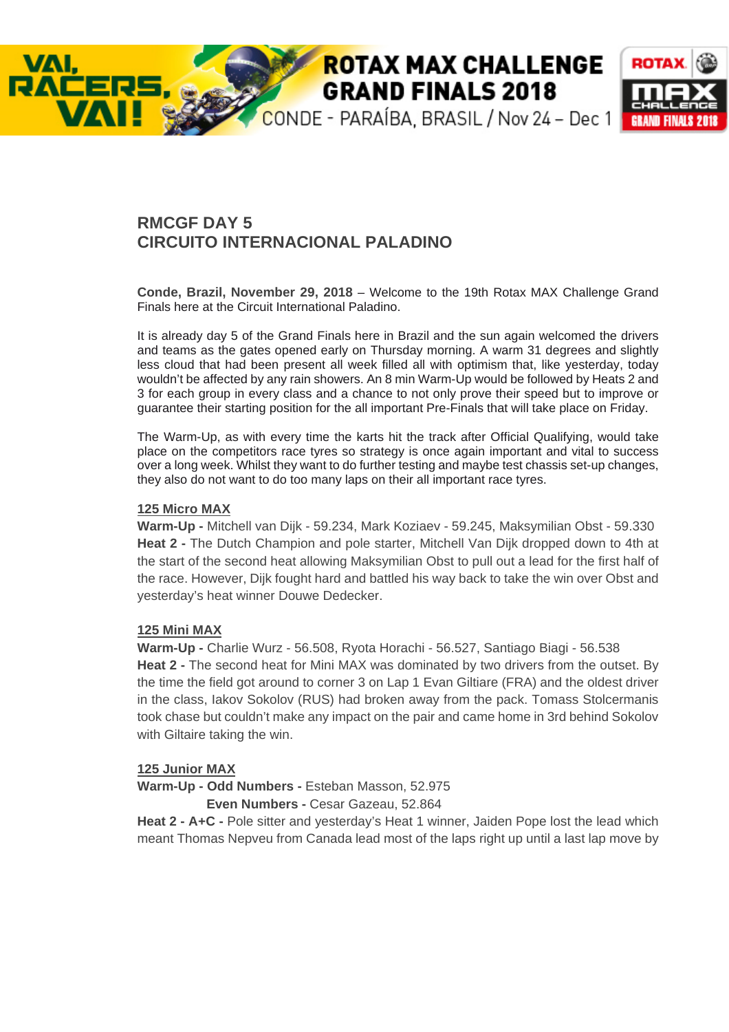# RMCGF DAY 5
# CIRCUITO INTERNACIONAL PALADINO

**Conde, Brazil, November 29, 2018** – Welcome to the 19th Rotax MAX Challenge Grand Finals here at the Circuit International Paladino.

It is already day 5 of the Grand Finals here in Brazil and the sun again welcomed the drivers and teams as the gates opened early on Thursday morning. A warm 31 degrees and slightly less cloud that had been present all week filled all with optimism that, like yesterday, today wouldn't be affected by any rain showers. An 8 min Warm-Up would be followed by Heats 2 and 3 for each group in every class and a chance to not only prove their speed but to improve or guarantee their starting position for the all important Pre-Finals that will take place on Friday.

The Warm-Up, as with every time the karts hit the track after Official Qualifying, would take place on the competitors race tyres so strategy is once again important and vital to success over a long week. Whilst they want to do further testing and maybe test chassis set-up changes, they also do not want to do too many laps on their all important race tyres.

## 125 Micro MAX

**Warm-Up -** Mitchell van Dijk - 59.234, Mark Koziaev - 59.245, Maksymilian Obst - 59.330

**Heat 2 -** The Dutch Champion and pole starter, Mitchell Van Dijk dropped down to 4th at the start of the second heat allowing Maksymilian Obst to pull out a lead for the first half of the race. However, Dijk fought hard and battled his way back to take the win over Obst and yesterday's heat winner Douwe Dedecker.

## 125 Mini MAX

**Warm-Up -** Charlie Wurz - 56.508, Ryota Horachi - 56.527, Santiago Biagi - 56.538

**Heat 2 -** The second heat for Mini MAX was dominated by two drivers from the outset. By the time the field got around to corner 3 on Lap 1 Evan Giltiare (FRA) and the oldest driver in the class, Iakov Sokolov (RUS) had broken away from the pack. Tomass Stolcermanis took chase but couldn't make any impact on the pair and came home in 3rd behind Sokolov with Giltaire taking the win.

## 125 Junior MAX

**Warm-Up - Odd Numbers -** Esteban Masson, 52.975

**Even Numbers -** Cesar Gazeau, 52.864

**Heat 2 - A+C -** Pole sitter and yesterday's Heat 1 winner, Jaiden Pope lost the lead which meant Thomas Nepveu from Canada lead most of the laps right up until a last lap move by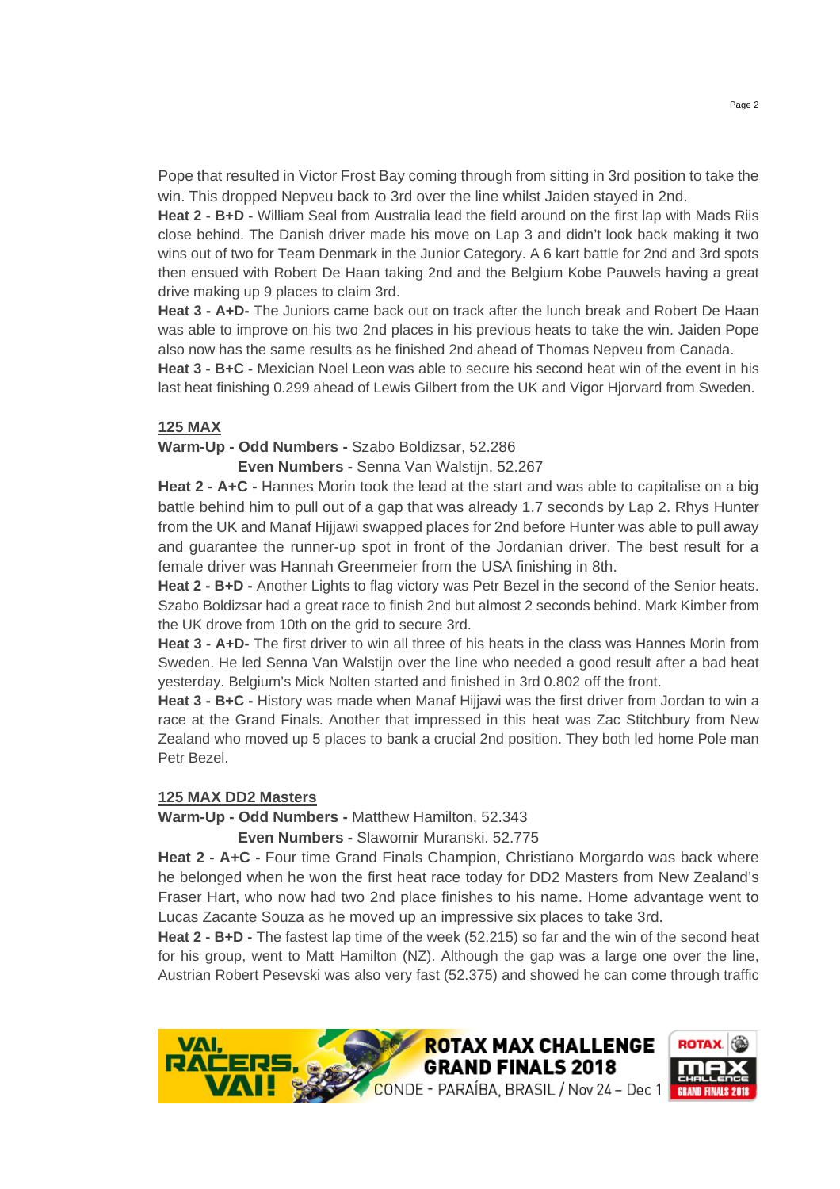Pope that resulted in Victor Frost Bay coming through from sitting in 3rd position to take the win. This dropped Nepveu back to 3rd over the line whilst Jaiden stayed in 2nd.

**Heat 2 - B+D -** William Seal from Australia lead the field around on the first lap with Mads Riis close behind. The Danish driver made his move on Lap 3 and didn't look back making it two wins out of two for Team Denmark in the Junior Category. A 6 kart battle for 2nd and 3rd spots then ensued with Robert De Haan taking 2nd and the Belgium Kobe Pauwels having a great drive making up 9 places to claim 3rd.

**Heat 3 - A+D-** The Juniors came back out on track after the lunch break and Robert De Haan was able to improve on his two 2nd places in his previous heats to take the win. Jaiden Pope also now has the same results as he finished 2nd ahead of Thomas Nepveu from Canada.

**Heat 3 - B+C -** Mexican Noel Leon was able to secure his second heat win of the event in his last heat finishing 0.299 ahead of Lewis Gilbert from the UK and Vigor Hjorvard from Sweden.

**125 MAX**

**Warm-Up - Odd Numbers -** Szabo Boldizsar, 52.286

**Even Numbers -** Senna Van Walstijn, 52.267

**Heat 2 - A+C -** Hannes Morin took the lead at the start and was able to capitalise on a big battle behind him to pull out of a gap that was already 1.7 seconds by Lap 2. Rhys Hunter from the UK and Manaf Hijjawi swapped places for 2nd before Hunter was able to pull away and guarantee the runner-up spot in front of the Jordanian driver. The best result for a female driver was Hannah Greenmeier from the USA finishing in 8th.

**Heat 2 - B+D -** Another Lights to flag victory was Petr Bezel in the second of the Senior heats. Szabo Boldizsar had a great race to finish 2nd but almost 2 seconds behind. Mark Kimber from the UK drove from 10th on the grid to secure 3rd.

**Heat 3 - A+D-** The first driver to win all three of his heats in the class was Hannes Morin from Sweden. He led Senna Van Walstijn over the line who needed a good result after a bad heat yesterday. Belgium's Mick Nolten started and finished in 3rd 0.802 off the front.

**Heat 3 - B+C -** History was made when Manaf Hijjawi was the first driver from Jordan to win a race at the Grand Finals. Another that impressed in this heat was Zac Stitchbury from New Zealand who moved up 5 places to bank a crucial 2nd position. They both led home Pole man Petr Bezel.

**125 MAX DD2 Masters**

**Warm-Up - Odd Numbers -** Matthew Hamilton, 52.343

**Even Numbers -** Slawomir Muranski. 52.775

**Heat 2 - A+C -** Four time Grand Finals Champion, Christiano Morgardo was back where he belonged when he won the first heat race today for DD2 Masters from New Zealand's Fraser Hart, who now had two 2nd place finishes to his name. Home advantage went to Lucas Zacante Souza as he moved up an impressive six places to take 3rd.

**Heat 2 - B+D -** The fastest lap time of the week (52.215) so far and the win of the second heat for his group, went to Matt Hamilton (NZ). Although the gap was a large one over the line, Austrian Robert Pesevski was also very fast (52.375) and showed he can come through traffic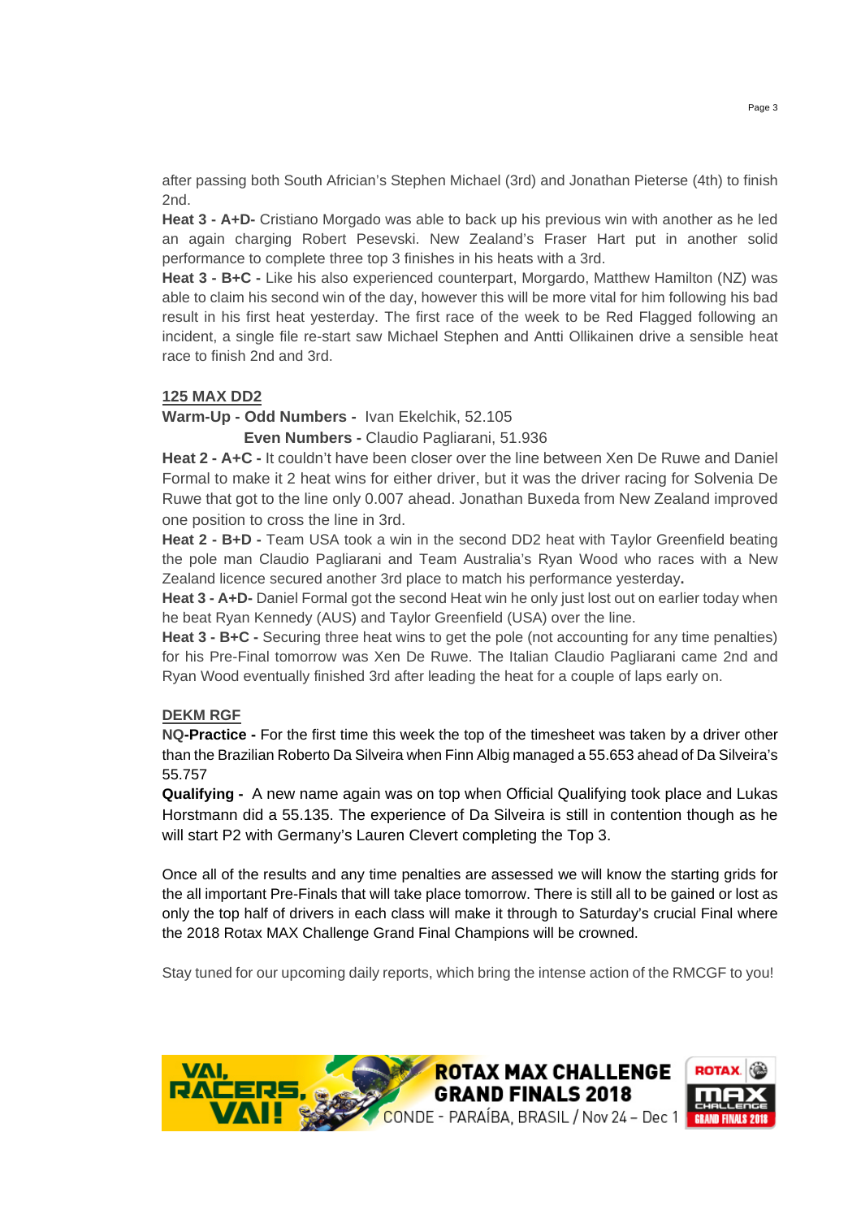after passing both South African's Stephen Michael (3rd) and Jonathan Pieterse (4th) to finish 2nd.

**Heat 3 - A+D-** Cristiano Morgado was able to back up his previous win with another as he led an again charging Robert Pesevski. New Zealand's Fraser Hart put in another solid performance to complete three top 3 finishes in his heats with a 3rd.

**Heat 3 - B+C -** Like his also experienced counterpart, Morgardo, Matthew Hamilton (NZ) was able to claim his second win of the day, however this will be more vital for him following his bad result in his first heat yesterday. The first race of the week to be Red Flagged following an incident, a single file re-start saw Michael Stephen and Antti Ollikainen drive a sensible heat race to finish 2nd and 3rd.

## 125 MAX DD2

**Warm-Up - Odd Numbers -** Ivan Ekelchik, 52.105

**Even Numbers -** Claudio Pagliarani, 51.936

**Heat 2 - A+C -** It couldn't have been closer over the line between Xen De Ruwe and Daniel Formal to make it 2 heat wins for either driver, but it was the driver racing for Solvenia De Ruwe that got to the line only 0.007 ahead. Jonathan Buxeda from New Zealand improved one position to cross the line in 3rd.

**Heat 2 - B+D -** Team USA took a win in the second DD2 heat with Taylor Greenfield beating the pole man Claudio Pagliarani and Team Australia's Ryan Wood who races with a New Zealand licence secured another 3rd place to match his performance yesterday**.**

**Heat 3 - A+D-** Daniel Formal got the second Heat win he only just lost out on earlier today when he beat Ryan Kennedy (AUS) and Taylor Greenfield (USA) over the line.

**Heat 3 - B+C -** Securing three heat wins to get the pole (not accounting for any time penalties) for his Pre-Final tomorrow was Xen De Ruwe. The Italian Claudio Pagliarani came 2nd and Ryan Wood eventually finished 3rd after leading the heat for a couple of laps early on.

## DEKM RGF

**NQ-Practice -** For the first time this week the top of the timesheet was taken by a driver other than the Brazilian Roberto Da Silveira when Finn Albig managed a 55.653 ahead of Da Silveira's 55.757

**Qualifying -** A new name again was on top when Official Qualifying took place and Lukas Horstmann did a 55.135. The experience of Da Silveira is still in contention though as he will start P2 with Germany's Lauren Clevert completing the Top 3.

Once all of the results and any time penalties are assessed we will know the starting grids for the all important Pre-Finals that will take place tomorrow. There is still all to be gained or lost as only the top half of drivers in each class will make it through to Saturday's crucial Final where the 2018 Rotax MAX Challenge Grand Final Champions will be crowned.

Stay tuned for our upcoming daily reports, which bring the intense action of the RMCGF to you!

VAI, RACERS, VAI! ROTAX MAX CHALLENGE GRAND FINALS 2018 CONDE - PARAÍBA, BRASIL / Nov 24 – Dec 1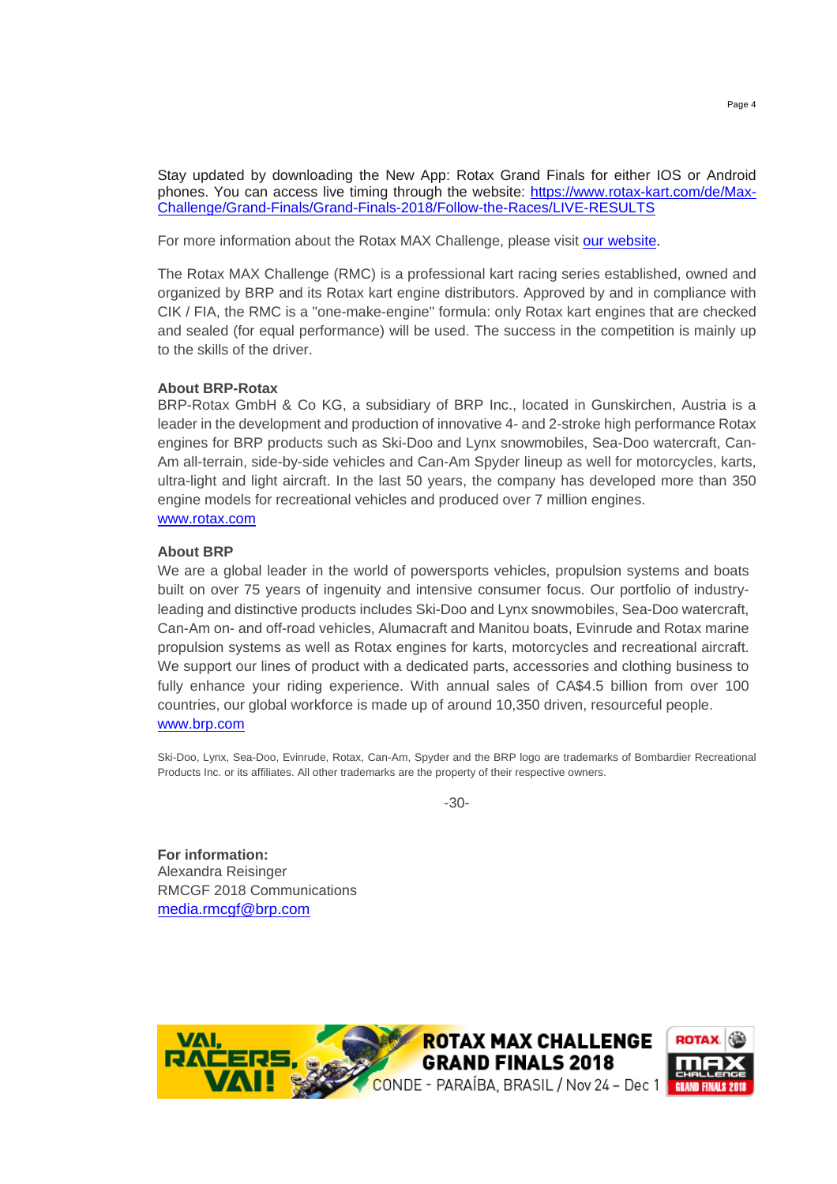Stay updated by downloading the New App: Rotax Grand Finals for either IOS or Android phones. You can access live timing through the website: [https://www.rotax-kart.com/de/Max-Challenge/Grand-Finals/Grand-Finals-2018/Follow-the-Races/LIVE-RESULTS](https://www.rotax-kart.com/de/Max-Challenge/Grand-Finals/Grand-Finals-2018/Follow-the-Races/LIVE-RESULTS)

For more information about the Rotax MAX Challenge, please visit our website.

The Rotax MAX Challenge (RMC) is a professional kart racing series established, owned and organized by BRP and its Rotax kart engine distributors. Approved by and in compliance with CIK / FIA, the RMC is a "one-make-engine" formula: only Rotax kart engines that are checked and sealed (for equal performance) will be used. The success in the competition is mainly up to the skills of the driver.

**About BRP-Rotax**

BRP-Rotax GmbH & Co KG, a subsidiary of BRP Inc., located in Gunskirchen, Austria is a leader in the development and production of innovative 4- and 2-stroke high performance Rotax engines for BRP products such as Ski-Doo and Lynx snowmobiles, Sea-Doo watercraft, Can-Am all-terrain, side-by-side vehicles and Can-Am Spyder lineup as well for motorcycles, karts, ultra-light and light aircraft. In the last 50 years, the company has developed more than 350 engine models for recreational vehicles and produced over 7 million engines.
www.rotax.com

**About BRP**

We are a global leader in the world of powersports vehicles, propulsion systems and boats built on over 75 years of ingenuity and intensive consumer focus. Our portfolio of industry-leading and distinctive products includes Ski-Doo and Lynx snowmobiles, Sea-Doo watercraft, Can-Am on- and off-road vehicles, Alumacraft and Manitou boats, Evinrude and Rotax marine propulsion systems as well as Rotax engines for karts, motorcycles and recreational aircraft. We support our lines of product with a dedicated parts, accessories and clothing business to fully enhance your riding experience. With annual sales of CA$4.5 billion from over 100 countries, our global workforce is made up of around 10,350 driven, resourceful people.
www.brp.com

Ski-Doo, Lynx, Sea-Doo, Evinrude, Rotax, Can-Am, Spyder and the BRP logo are trademarks of Bombardier Recreational Products Inc. or its affiliates. All other trademarks are the property of their respective owners.

-30-

**For information:**
Alexandra Reisinger
RMCGF 2018 Communications
media.rmcgf@brp.com

VAI, RACERS, VAI! ROTAX MAX CHALLENGE GRAND FINALS 2018
CONDE - PARAÍBA, BRASIL / Nov 24 – Dec 1